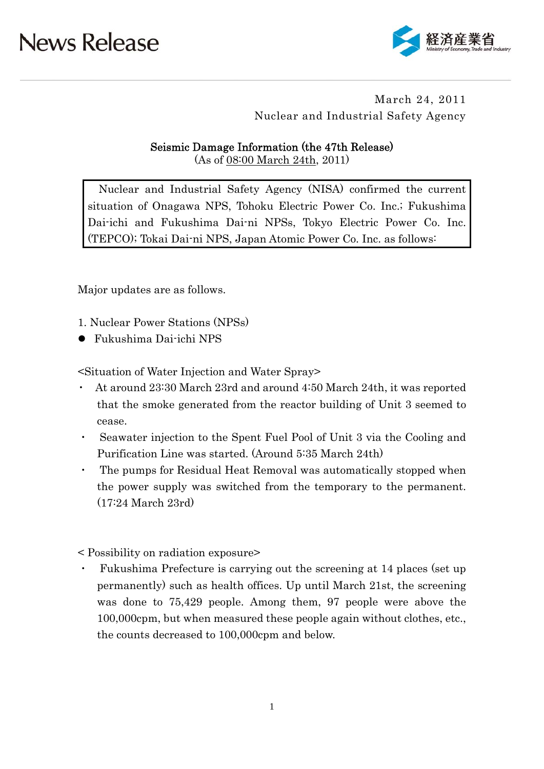# News Release

経済産業省
Ministry of Economy, Trade and Industry

March 24, 2011
Nuclear and Industrial Safety Agency

## Seismic Damage Information (the 47th Release)

(As of 08:00 March 24th, 2011)

Nuclear and Industrial Safety Agency (NISA) confirmed the current situation of Onagawa NPS, Tohoku Electric Power Co. Inc.; Fukushima Dai-ichi and Fukushima Dai-ni NPSs, Tokyo Electric Power Co. Inc. (TEPCO); Tokai Dai-ni NPS, Japan Atomic Power Co. Inc. as follows:

Major updates are as follows.

1. Nuclear Power Stations (NPSs)

- Fukushima Dai-ichi NPS

<Situation of Water Injection and Water Spray>

- At around 23:30 March 23rd and around 4:50 March 24th, it was reported that the smoke generated from the reactor building of Unit 3 seemed to cease.
- Seawater injection to the Spent Fuel Pool of Unit 3 via the Cooling and Purification Line was started. (Around 5:35 March 24th)
- The pumps for Residual Heat Removal was automatically stopped when the power supply was switched from the temporary to the permanent. (17:24 March 23rd)

< Possibility on radiation exposure>

- Fukushima Prefecture is carrying out the screening at 14 places (set up permanently) such as health offices. Up until March 21st, the screening was done to 75,429 people. Among them, 97 people were above the 100,000cpm, but when measured these people again without clothes, etc., the counts decreased to 100,000cpm and below.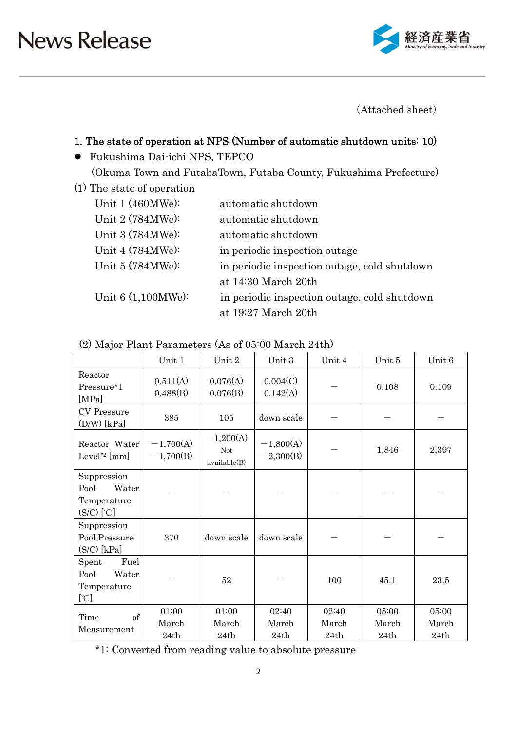(Attached sheet)

## 1. The state of operation at NPS (Number of automatic shutdown units: 10)

- Fukushima Dai-ichi NPS, TEPCO
  (Okuma Town and FutabaTown, Futaba County, Fukushima Prefecture)

(1) The state of operation

| | |
|---|---|
| Unit 1 (460MWe): | automatic shutdown |
| Unit 2 (784MWe): | automatic shutdown |
| Unit 3 (784MWe): | automatic shutdown |
| Unit 4 (784MWe): | in periodic inspection outage |
| Unit 5 (784MWe): | in periodic inspection outage, cold shutdown at 14:30 March 20th |
| Unit 6 (1,100MWe): | in periodic inspection outage, cold shutdown at 19:27 March 20th |

(2) Major Plant Parameters (As of 05:00 March 24th)

| | Unit 1 | Unit 2 | Unit 3 | Unit 4 | Unit 5 | Unit 6 |
|---|---|---|---|---|---|---|
| Reactor Pressure*1 [MPa] | 0.511(A) 0.488(B) | 0.076(A) 0.076(B) | 0.004(C) 0.142(A) | — | 0.108 | 0.109 |
| CV Pressure (D/W) [kPa] | 385 | 105 | down scale | — | — | — |
| Reactor Water Level*2 [mm] | −1,700(A) −1,700(B) | −1,200(A) Not available(B) | −1,800(A) −2,300(B) | — | 1,846 | 2,397 |
| Suppression Pool Water Temperature (S/C) [℃] | — | — | — | — | — | — |
| Suppression Pool Pressure (S/C) [kPa] | 370 | down scale | down scale | — | — | — |
| Spent Fuel Pool Water Temperature [℃] | — | 52 | — | 100 | 45.1 | 23.5 |
| Time of Measurement | 01:00 March 24th | 01:00 March 24th | 02:40 March 24th | 02:40 March 24th | 05:00 March 24th | 05:00 March 24th |

*1: Converted from reading value to absolute pressure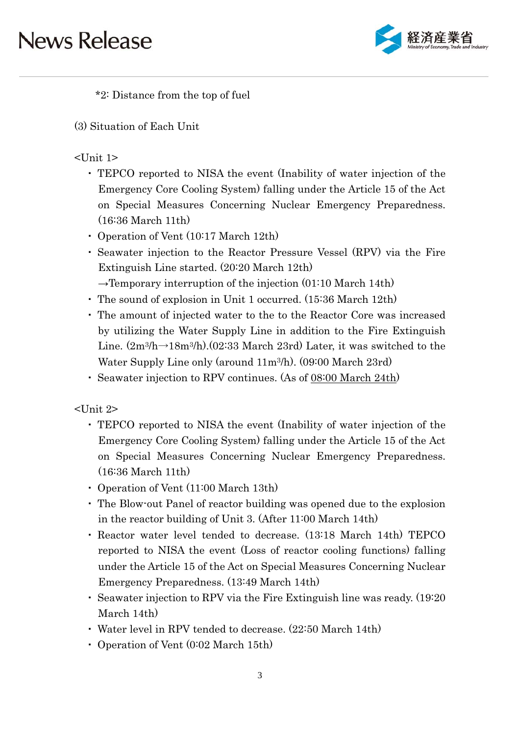*2: Distance from the top of fuel

(3) Situation of Each Unit

<Unit 1>

- TEPCO reported to NISA the event (Inability of water injection of the Emergency Core Cooling System) falling under the Article 15 of the Act on Special Measures Concerning Nuclear Emergency Preparedness. (16:36 March 11th)
- Operation of Vent (10:17 March 12th)
- Seawater injection to the Reactor Pressure Vessel (RPV) via the Fire Extinguish Line started. (20:20 March 12th)
  →Temporary interruption of the injection (01:10 March 14th)
- The sound of explosion in Unit 1 occurred. (15:36 March 12th)
- The amount of injected water to the to the Reactor Core was increased by utilizing the Water Supply Line in addition to the Fire Extinguish Line. ($2m^3/h \rightarrow 18m^3/h$).(02:33 March 23rd) Later, it was switched to the Water Supply Line only (around $11m^3/h$). (09:00 March 23rd)
- Seawater injection to RPV continues. (As of <u>08:00 March 24th</u>)

<Unit 2>

- TEPCO reported to NISA the event (Inability of water injection of the Emergency Core Cooling System) falling under the Article 15 of the Act on Special Measures Concerning Nuclear Emergency Preparedness. (16:36 March 11th)
- Operation of Vent (11:00 March 13th)
- The Blow-out Panel of reactor building was opened due to the explosion in the reactor building of Unit 3. (After 11:00 March 14th)
- Reactor water level tended to decrease. (13:18 March 14th) TEPCO reported to NISA the event (Loss of reactor cooling functions) falling under the Article 15 of the Act on Special Measures Concerning Nuclear Emergency Preparedness. (13:49 March 14th)
- Seawater injection to RPV via the Fire Extinguish line was ready. (19:20 March 14th)
- Water level in RPV tended to decrease. (22:50 March 14th)
- Operation of Vent (0:02 March 15th)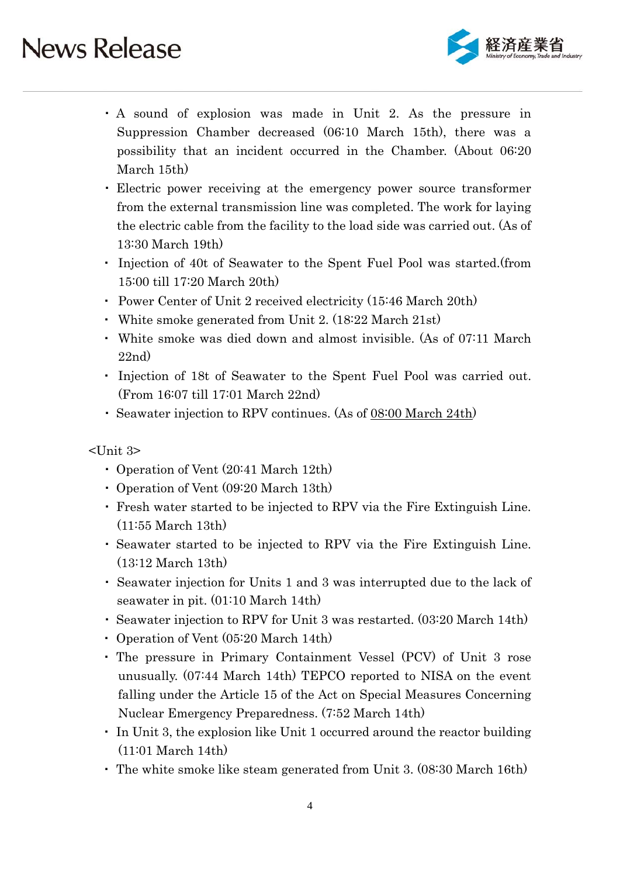- A sound of explosion was made in Unit 2. As the pressure in Suppression Chamber decreased (06:10 March 15th), there was a possibility that an incident occurred in the Chamber. (About 06:20 March 15th)
- Electric power receiving at the emergency power source transformer from the external transmission line was completed. The work for laying the electric cable from the facility to the load side was carried out. (As of 13:30 March 19th)
- Injection of 40t of Seawater to the Spent Fuel Pool was started.(from 15:00 till 17:20 March 20th)
- Power Center of Unit 2 received electricity (15:46 March 20th)
- White smoke generated from Unit 2. (18:22 March 21st)
- White smoke was died down and almost invisible. (As of 07:11 March 22nd)
- Injection of 18t of Seawater to the Spent Fuel Pool was carried out. (From 16:07 till 17:01 March 22nd)
- Seawater injection to RPV continues. (As of <u>08:00 March 24th</u>)

<Unit 3>

- Operation of Vent (20:41 March 12th)
- Operation of Vent (09:20 March 13th)
- Fresh water started to be injected to RPV via the Fire Extinguish Line. (11:55 March 13th)
- Seawater started to be injected to RPV via the Fire Extinguish Line. (13:12 March 13th)
- Seawater injection for Units 1 and 3 was interrupted due to the lack of seawater in pit. (01:10 March 14th)
- Seawater injection to RPV for Unit 3 was restarted. (03:20 March 14th)
- Operation of Vent (05:20 March 14th)
- The pressure in Primary Containment Vessel (PCV) of Unit 3 rose unusually. (07:44 March 14th) TEPCO reported to NISA on the event falling under the Article 15 of the Act on Special Measures Concerning Nuclear Emergency Preparedness. (7:52 March 14th)
- In Unit 3, the explosion like Unit 1 occurred around the reactor building (11:01 March 14th)
- The white smoke like steam generated from Unit 3. (08:30 March 16th)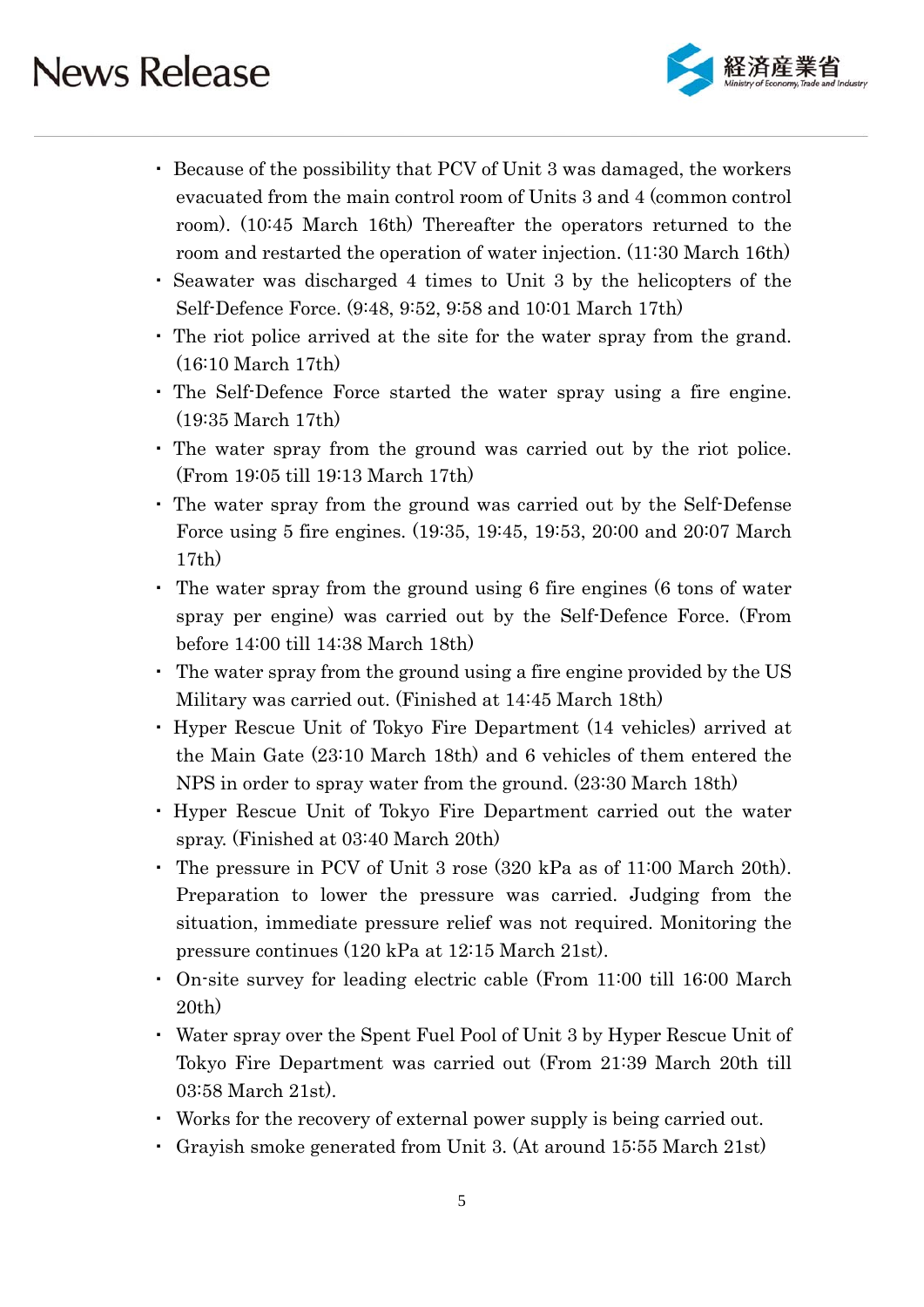- Because of the possibility that PCV of Unit 3 was damaged, the workers evacuated from the main control room of Units 3 and 4 (common control room). (10:45 March 16th) Thereafter the operators returned to the room and restarted the operation of water injection. (11:30 March 16th)
- Seawater was discharged 4 times to Unit 3 by the helicopters of the Self-Defence Force. (9:48, 9:52, 9:58 and 10:01 March 17th)
- The riot police arrived at the site for the water spray from the grand. (16:10 March 17th)
- The Self-Defence Force started the water spray using a fire engine. (19:35 March 17th)
- The water spray from the ground was carried out by the riot police. (From 19:05 till 19:13 March 17th)
- The water spray from the ground was carried out by the Self-Defense Force using 5 fire engines. (19:35, 19:45, 19:53, 20:00 and 20:07 March 17th)
- The water spray from the ground using 6 fire engines (6 tons of water spray per engine) was carried out by the Self-Defence Force. (From before 14:00 till 14:38 March 18th)
- The water spray from the ground using a fire engine provided by the US Military was carried out. (Finished at 14:45 March 18th)
- Hyper Rescue Unit of Tokyo Fire Department (14 vehicles) arrived at the Main Gate (23:10 March 18th) and 6 vehicles of them entered the NPS in order to spray water from the ground. (23:30 March 18th)
- Hyper Rescue Unit of Tokyo Fire Department carried out the water spray. (Finished at 03:40 March 20th)
- The pressure in PCV of Unit 3 rose (320 kPa as of 11:00 March 20th). Preparation to lower the pressure was carried. Judging from the situation, immediate pressure relief was not required. Monitoring the pressure continues (120 kPa at 12:15 March 21st).
- On-site survey for leading electric cable (From 11:00 till 16:00 March 20th)
- Water spray over the Spent Fuel Pool of Unit 3 by Hyper Rescue Unit of Tokyo Fire Department was carried out (From 21:39 March 20th till 03:58 March 21st).
- Works for the recovery of external power supply is being carried out.
- Grayish smoke generated from Unit 3. (At around 15:55 March 21st)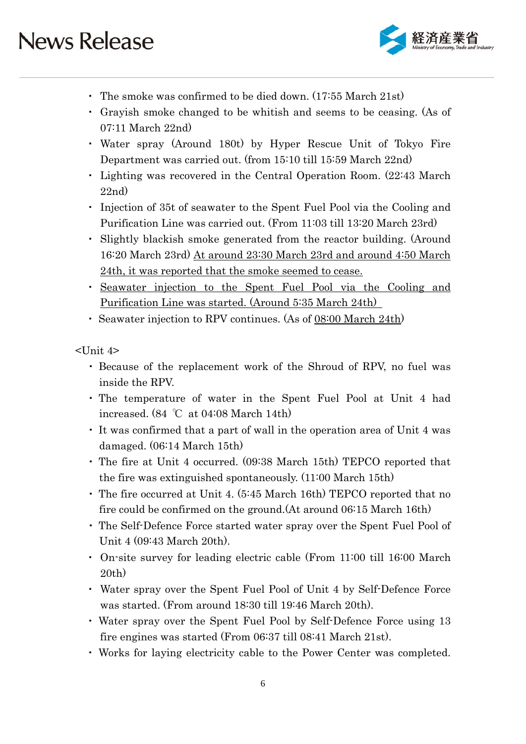- The smoke was confirmed to be died down. (17:55 March 21st)
- Grayish smoke changed to be whitish and seems to be ceasing. (As of 07:11 March 22nd)
- Water spray (Around 180t) by Hyper Rescue Unit of Tokyo Fire Department was carried out. (from 15:10 till 15:59 March 22nd)
- Lighting was recovered in the Central Operation Room. (22:43 March 22nd)
- Injection of 35t of seawater to the Spent Fuel Pool via the Cooling and Purification Line was carried out. (From 11:03 till 13:20 March 23rd)
- Slightly blackish smoke generated from the reactor building. (Around 16:20 March 23rd) At around 23:30 March 23rd and around 4:50 March 24th, it was reported that the smoke seemed to cease.
- Seawater injection to the Spent Fuel Pool via the Cooling and Purification Line was started. (Around 5:35 March 24th)
- Seawater injection to RPV continues. (As of 08:00 March 24th)

<Unit 4>

- Because of the replacement work of the Shroud of RPV, no fuel was inside the RPV.
- The temperature of water in the Spent Fuel Pool at Unit 4 had increased. (84 ℃ at 04:08 March 14th)
- It was confirmed that a part of wall in the operation area of Unit 4 was damaged. (06:14 March 15th)
- The fire at Unit 4 occurred. (09:38 March 15th) TEPCO reported that the fire was extinguished spontaneously. (11:00 March 15th)
- The fire occurred at Unit 4. (5:45 March 16th) TEPCO reported that no fire could be confirmed on the ground.(At around 06:15 March 16th)
- The Self-Defence Force started water spray over the Spent Fuel Pool of Unit 4 (09:43 March 20th).
- On-site survey for leading electric cable (From 11:00 till 16:00 March 20th)
- Water spray over the Spent Fuel Pool of Unit 4 by Self-Defence Force was started. (From around 18:30 till 19:46 March 20th).
- Water spray over the Spent Fuel Pool by Self-Defence Force using 13 fire engines was started (From 06:37 till 08:41 March 21st).
- Works for laying electricity cable to the Power Center was completed.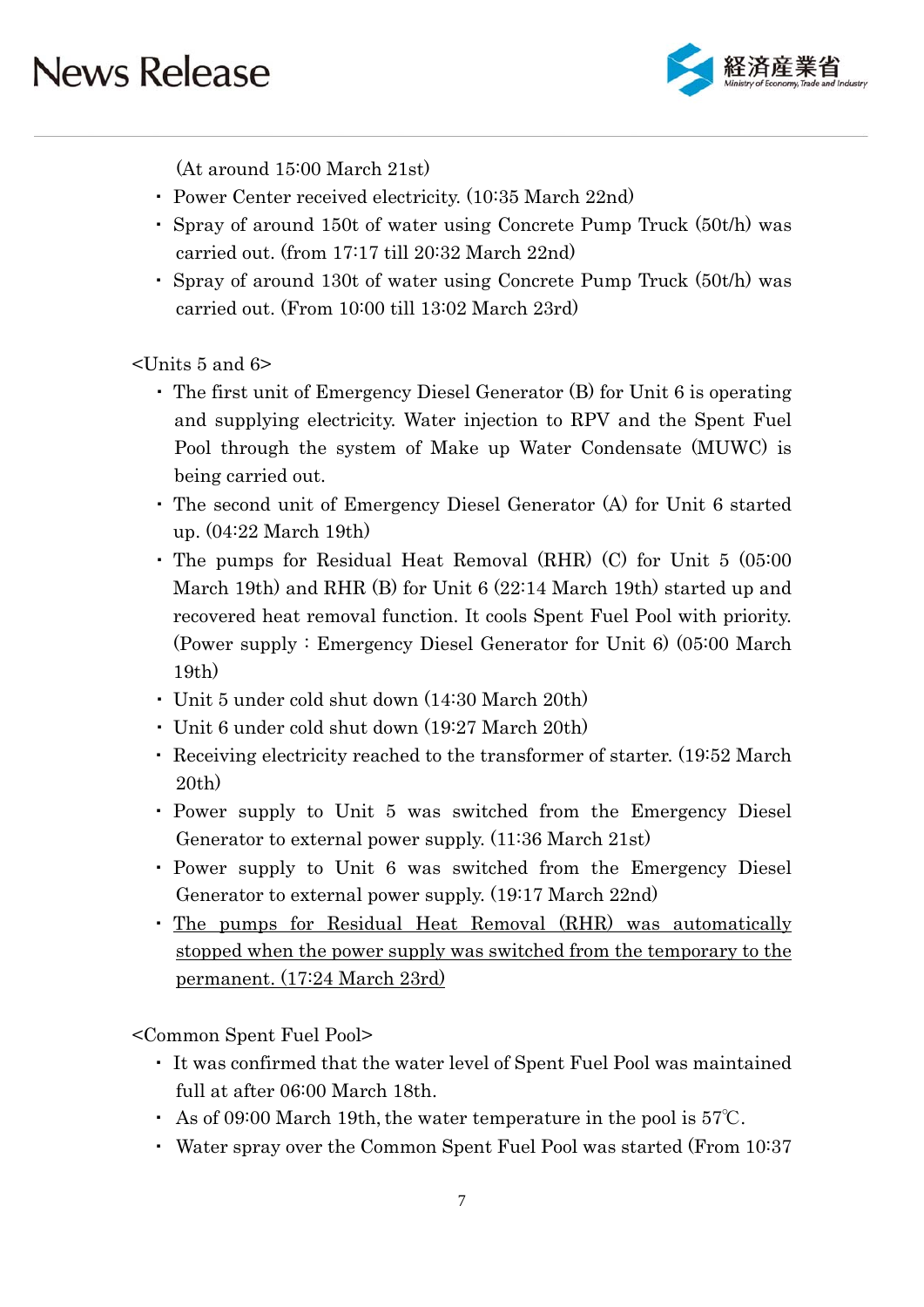(At around 15:00 March 21st)

- Power Center received electricity. (10:35 March 22nd)
- Spray of around 150t of water using Concrete Pump Truck (50t/h) was carried out. (from 17:17 till 20:32 March 22nd)
- Spray of around 130t of water using Concrete Pump Truck (50t/h) was carried out. (From 10:00 till 13:02 March 23rd)

<Units 5 and 6>

- The first unit of Emergency Diesel Generator (B) for Unit 6 is operating and supplying electricity. Water injection to RPV and the Spent Fuel Pool through the system of Make up Water Condensate (MUWC) is being carried out.
- The second unit of Emergency Diesel Generator (A) for Unit 6 started up. (04:22 March 19th)
- The pumps for Residual Heat Removal (RHR) (C) for Unit 5 (05:00 March 19th) and RHR (B) for Unit 6 (22:14 March 19th) started up and recovered heat removal function. It cools Spent Fuel Pool with priority. (Power supply : Emergency Diesel Generator for Unit 6) (05:00 March 19th)
- Unit 5 under cold shut down (14:30 March 20th)
- Unit 6 under cold shut down (19:27 March 20th)
- Receiving electricity reached to the transformer of starter. (19:52 March 20th)
- Power supply to Unit 5 was switched from the Emergency Diesel Generator to external power supply. (11:36 March 21st)
- Power supply to Unit 6 was switched from the Emergency Diesel Generator to external power supply. (19:17 March 22nd)
- <u>The pumps for Residual Heat Removal (RHR) was automatically stopped when the power supply was switched from the temporary to the permanent. (17:24 March 23rd)</u>

<Common Spent Fuel Pool>

- It was confirmed that the water level of Spent Fuel Pool was maintained full at after 06:00 March 18th.
- As of 09:00 March 19th, the water temperature in the pool is 57℃.
- Water spray over the Common Spent Fuel Pool was started (From 10:37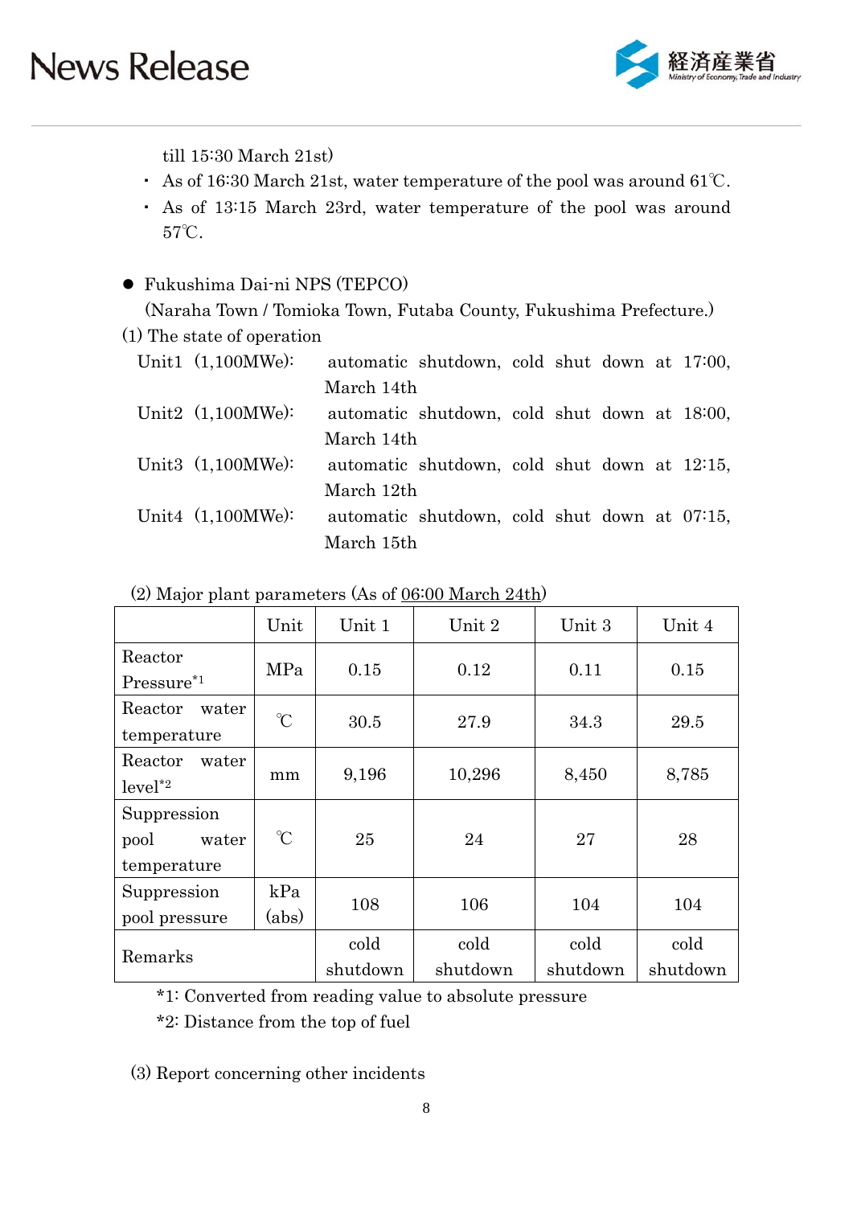till 15:30 March 21st)

- As of 16:30 March 21st, water temperature of the pool was around 61℃.
- As of 13:15 March 23rd, water temperature of the pool was around 57℃.

- Fukushima Dai-ni NPS (TEPCO)
  (Naraha Town / Tomioka Town, Futaba County, Fukushima Prefecture.)

(1) The state of operation

Unit1 (1,100MWe): automatic shutdown, cold shut down at 17:00, March 14th

Unit2 (1,100MWe): automatic shutdown, cold shut down at 18:00, March 14th

Unit3 (1,100MWe): automatic shutdown, cold shut down at 12:15, March 12th

Unit4 (1,100MWe): automatic shutdown, cold shut down at 07:15, March 15th

(2) Major plant parameters (As of 06:00 March 24th)

| | Unit | Unit 1 | Unit 2 | Unit 3 | Unit 4 |
|---|---|---|---|---|---|
| Reactor Pressure*1 | MPa | 0.15 | 0.12 | 0.11 | 0.15 |
| Reactor water temperature | ℃ | 30.5 | 27.9 | 34.3 | 29.5 |
| Reactor water level*2 | mm | 9,196 | 10,296 | 8,450 | 8,785 |
| Suppression pool water temperature | ℃ | 25 | 24 | 27 | 28 |
| Suppression pool pressure | kPa (abs) | 108 | 106 | 104 | 104 |
| Remarks | | cold shutdown | cold shutdown | cold shutdown | cold shutdown |

*1: Converted from reading value to absolute pressure

*2: Distance from the top of fuel

(3) Report concerning other incidents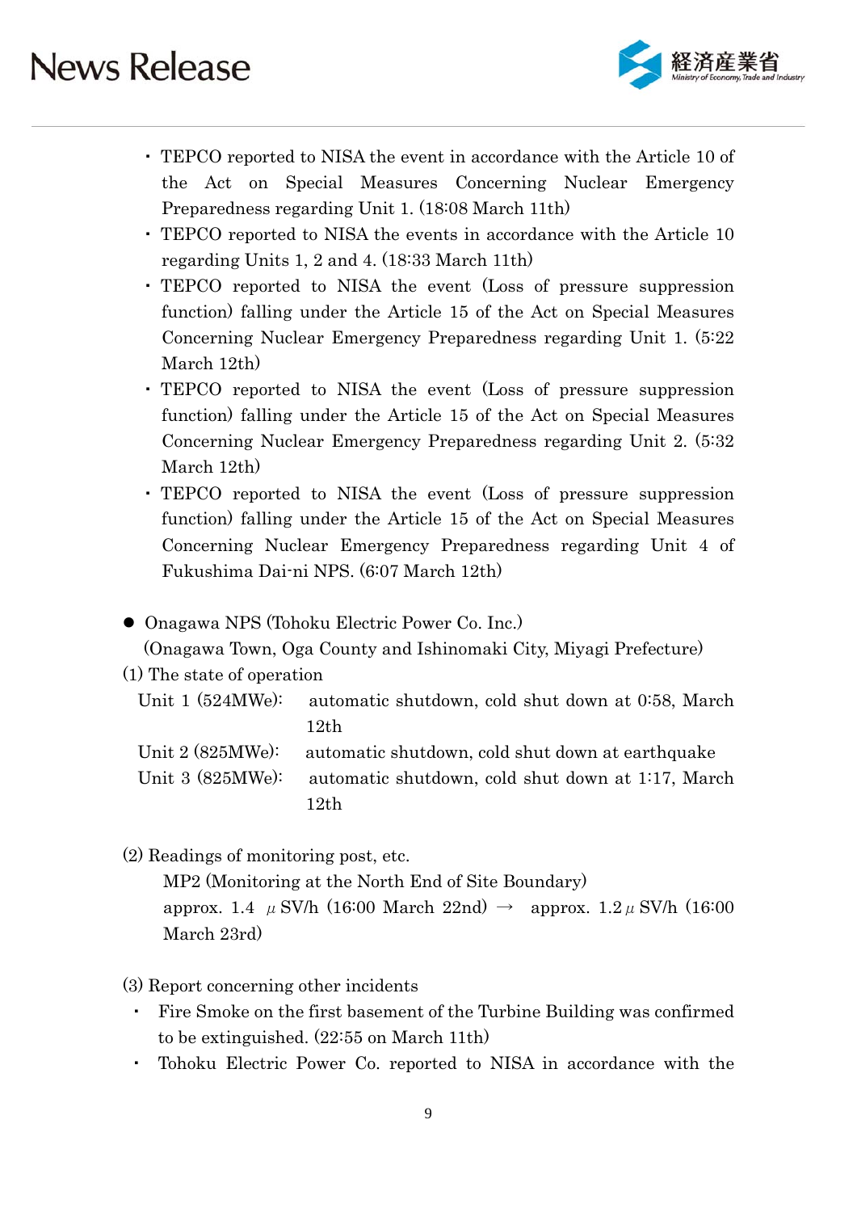- TEPCO reported to NISA the event in accordance with the Article 10 of the Act on Special Measures Concerning Nuclear Emergency Preparedness regarding Unit 1. (18:08 March 11th)
- TEPCO reported to NISA the events in accordance with the Article 10 regarding Units 1, 2 and 4. (18:33 March 11th)
- TEPCO reported to NISA the event (Loss of pressure suppression function) falling under the Article 15 of the Act on Special Measures Concerning Nuclear Emergency Preparedness regarding Unit 1. (5:22 March 12th)
- TEPCO reported to NISA the event (Loss of pressure suppression function) falling under the Article 15 of the Act on Special Measures Concerning Nuclear Emergency Preparedness regarding Unit 2. (5:32 March 12th)
- TEPCO reported to NISA the event (Loss of pressure suppression function) falling under the Article 15 of the Act on Special Measures Concerning Nuclear Emergency Preparedness regarding Unit 4 of Fukushima Dai-ni NPS. (6:07 March 12th)

- Onagawa NPS (Tohoku Electric Power Co. Inc.)
  (Onagawa Town, Oga County and Ishinomaki City, Miyagi Prefecture)

(1) The state of operation

Unit 1 (524MWe): automatic shutdown, cold shut down at 0:58, March 12th
Unit 2 (825MWe): automatic shutdown, cold shut down at earthquake
Unit 3 (825MWe): automatic shutdown, cold shut down at 1:17, March 12th

(2) Readings of monitoring post, etc.

MP2 (Monitoring at the North End of Site Boundary)
approx. 1.4 μSV/h (16:00 March 22nd) → approx. 1.2μSV/h (16:00 March 23rd)

(3) Report concerning other incidents

- Fire Smoke on the first basement of the Turbine Building was confirmed to be extinguished. (22:55 on March 11th)
- Tohoku Electric Power Co. reported to NISA in accordance with the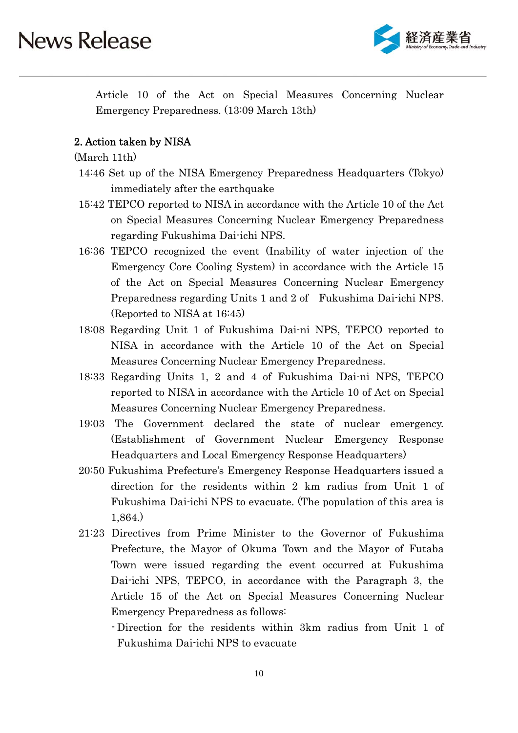Article 10 of the Act on Special Measures Concerning Nuclear Emergency Preparedness. (13:09 March 13th)

## 2. Action taken by NISA

(March 11th)

- 14:46 Set up of the NISA Emergency Preparedness Headquarters (Tokyo) immediately after the earthquake
- 15:42 TEPCO reported to NISA in accordance with the Article 10 of the Act on Special Measures Concerning Nuclear Emergency Preparedness regarding Fukushima Dai-ichi NPS.
- 16:36 TEPCO recognized the event (Inability of water injection of the Emergency Core Cooling System) in accordance with the Article 15 of the Act on Special Measures Concerning Nuclear Emergency Preparedness regarding Units 1 and 2 of Fukushima Dai-ichi NPS. (Reported to NISA at 16:45)
- 18:08 Regarding Unit 1 of Fukushima Dai-ni NPS, TEPCO reported to NISA in accordance with the Article 10 of the Act on Special Measures Concerning Nuclear Emergency Preparedness.
- 18:33 Regarding Units 1, 2 and 4 of Fukushima Dai-ni NPS, TEPCO reported to NISA in accordance with the Article 10 of Act on Special Measures Concerning Nuclear Emergency Preparedness.
- 19:03 The Government declared the state of nuclear emergency. (Establishment of Government Nuclear Emergency Response Headquarters and Local Emergency Response Headquarters)
- 20:50 Fukushima Prefecture's Emergency Response Headquarters issued a direction for the residents within 2 km radius from Unit 1 of Fukushima Dai-ichi NPS to evacuate. (The population of this area is 1,864.)
- 21:23 Directives from Prime Minister to the Governor of Fukushima Prefecture, the Mayor of Okuma Town and the Mayor of Futaba Town were issued regarding the event occurred at Fukushima Dai-ichi NPS, TEPCO, in accordance with the Paragraph 3, the Article 15 of the Act on Special Measures Concerning Nuclear Emergency Preparedness as follows:
  - Direction for the residents within 3km radius from Unit 1 of Fukushima Dai-ichi NPS to evacuate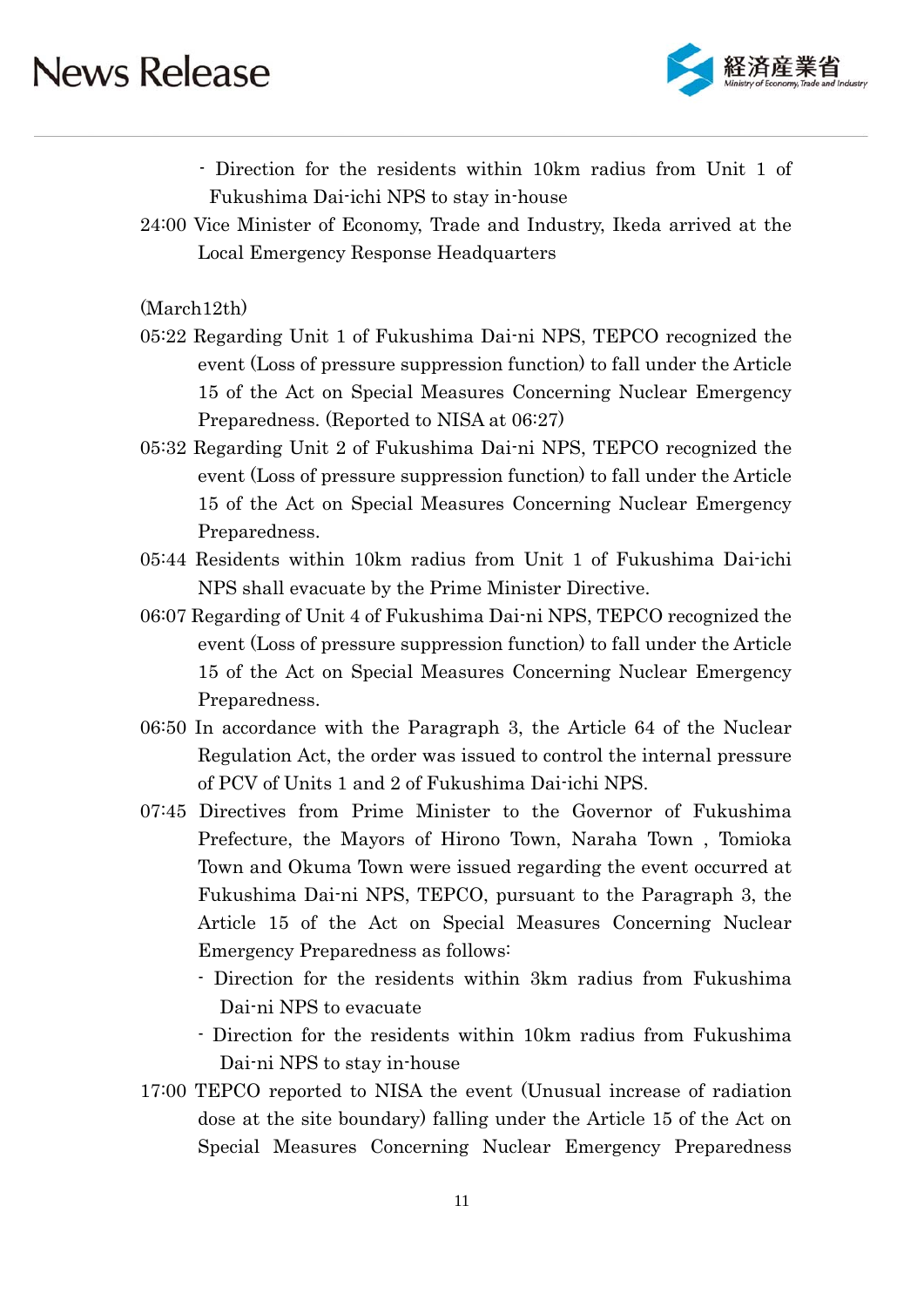- Direction for the residents within 10km radius from Unit 1 of Fukushima Dai-ichi NPS to stay in-house

24:00 Vice Minister of Economy, Trade and Industry, Ikeda arrived at the Local Emergency Response Headquarters

(March12th)

05:22 Regarding Unit 1 of Fukushima Dai-ni NPS, TEPCO recognized the event (Loss of pressure suppression function) to fall under the Article 15 of the Act on Special Measures Concerning Nuclear Emergency Preparedness. (Reported to NISA at 06:27)

05:32 Regarding Unit 2 of Fukushima Dai-ni NPS, TEPCO recognized the event (Loss of pressure suppression function) to fall under the Article 15 of the Act on Special Measures Concerning Nuclear Emergency Preparedness.

05:44 Residents within 10km radius from Unit 1 of Fukushima Dai-ichi NPS shall evacuate by the Prime Minister Directive.

06:07 Regarding of Unit 4 of Fukushima Dai-ni NPS, TEPCO recognized the event (Loss of pressure suppression function) to fall under the Article 15 of the Act on Special Measures Concerning Nuclear Emergency Preparedness.

06:50 In accordance with the Paragraph 3, the Article 64 of the Nuclear Regulation Act, the order was issued to control the internal pressure of PCV of Units 1 and 2 of Fukushima Dai-ichi NPS.

07:45 Directives from Prime Minister to the Governor of Fukushima Prefecture, the Mayors of Hirono Town, Naraha Town , Tomioka Town and Okuma Town were issued regarding the event occurred at Fukushima Dai-ni NPS, TEPCO, pursuant to the Paragraph 3, the Article 15 of the Act on Special Measures Concerning Nuclear Emergency Preparedness as follows:

- Direction for the residents within 3km radius from Fukushima Dai-ni NPS to evacuate
- Direction for the residents within 10km radius from Fukushima Dai-ni NPS to stay in-house

17:00 TEPCO reported to NISA the event (Unusual increase of radiation dose at the site boundary) falling under the Article 15 of the Act on Special Measures Concerning Nuclear Emergency Preparedness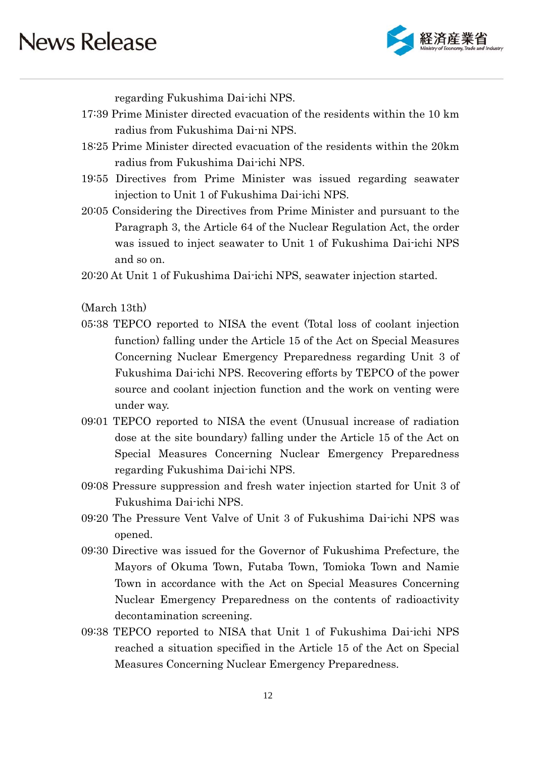regarding Fukushima Dai-ichi NPS.

17:39 Prime Minister directed evacuation of the residents within the 10 km radius from Fukushima Dai-ni NPS.

18:25 Prime Minister directed evacuation of the residents within the 20km radius from Fukushima Dai-ichi NPS.

19:55 Directives from Prime Minister was issued regarding seawater injection to Unit 1 of Fukushima Dai-ichi NPS.

20:05 Considering the Directives from Prime Minister and pursuant to the Paragraph 3, the Article 64 of the Nuclear Regulation Act, the order was issued to inject seawater to Unit 1 of Fukushima Dai-ichi NPS and so on.

20:20 At Unit 1 of Fukushima Dai-ichi NPS, seawater injection started.

(March 13th)

05:38 TEPCO reported to NISA the event (Total loss of coolant injection function) falling under the Article 15 of the Act on Special Measures Concerning Nuclear Emergency Preparedness regarding Unit 3 of Fukushima Dai-ichi NPS. Recovering efforts by TEPCO of the power source and coolant injection function and the work on venting were under way.

09:01 TEPCO reported to NISA the event (Unusual increase of radiation dose at the site boundary) falling under the Article 15 of the Act on Special Measures Concerning Nuclear Emergency Preparedness regarding Fukushima Dai-ichi NPS.

09:08 Pressure suppression and fresh water injection started for Unit 3 of Fukushima Dai-ichi NPS.

09:20 The Pressure Vent Valve of Unit 3 of Fukushima Dai-ichi NPS was opened.

09:30 Directive was issued for the Governor of Fukushima Prefecture, the Mayors of Okuma Town, Futaba Town, Tomioka Town and Namie Town in accordance with the Act on Special Measures Concerning Nuclear Emergency Preparedness on the contents of radioactivity decontamination screening.

09:38 TEPCO reported to NISA that Unit 1 of Fukushima Dai-ichi NPS reached a situation specified in the Article 15 of the Act on Special Measures Concerning Nuclear Emergency Preparedness.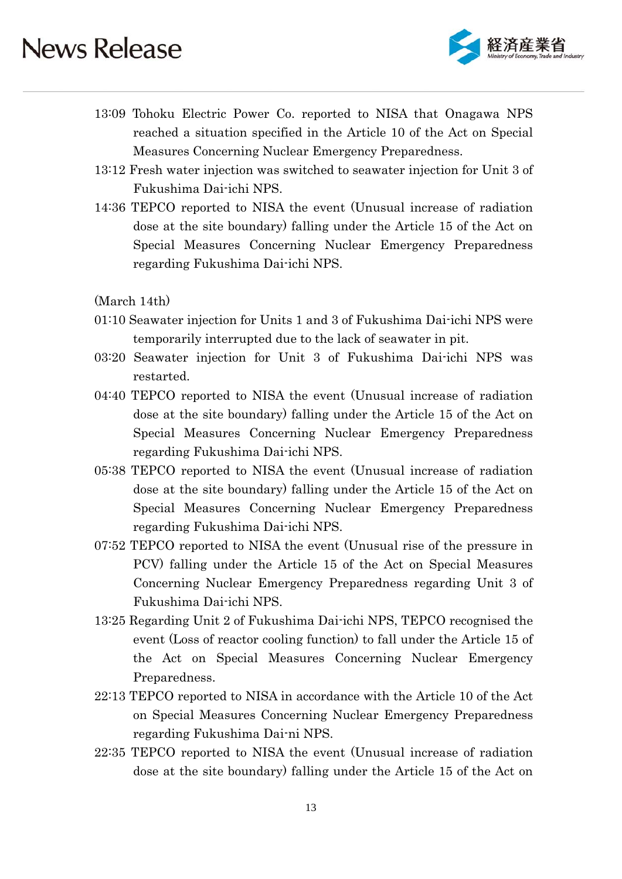13:09 Tohoku Electric Power Co. reported to NISA that Onagawa NPS reached a situation specified in the Article 10 of the Act on Special Measures Concerning Nuclear Emergency Preparedness.

13:12 Fresh water injection was switched to seawater injection for Unit 3 of Fukushima Dai-ichi NPS.

14:36 TEPCO reported to NISA the event (Unusual increase of radiation dose at the site boundary) falling under the Article 15 of the Act on Special Measures Concerning Nuclear Emergency Preparedness regarding Fukushima Dai-ichi NPS.

(March 14th)

01:10 Seawater injection for Units 1 and 3 of Fukushima Dai-ichi NPS were temporarily interrupted due to the lack of seawater in pit.

03:20 Seawater injection for Unit 3 of Fukushima Dai-ichi NPS was restarted.

04:40 TEPCO reported to NISA the event (Unusual increase of radiation dose at the site boundary) falling under the Article 15 of the Act on Special Measures Concerning Nuclear Emergency Preparedness regarding Fukushima Dai-ichi NPS.

05:38 TEPCO reported to NISA the event (Unusual increase of radiation dose at the site boundary) falling under the Article 15 of the Act on Special Measures Concerning Nuclear Emergency Preparedness regarding Fukushima Dai-ichi NPS.

07:52 TEPCO reported to NISA the event (Unusual rise of the pressure in PCV) falling under the Article 15 of the Act on Special Measures Concerning Nuclear Emergency Preparedness regarding Unit 3 of Fukushima Dai-ichi NPS.

13:25 Regarding Unit 2 of Fukushima Dai-ichi NPS, TEPCO recognised the event (Loss of reactor cooling function) to fall under the Article 15 of the Act on Special Measures Concerning Nuclear Emergency Preparedness.

22:13 TEPCO reported to NISA in accordance with the Article 10 of the Act on Special Measures Concerning Nuclear Emergency Preparedness regarding Fukushima Dai-ni NPS.

22:35 TEPCO reported to NISA the event (Unusual increase of radiation dose at the site boundary) falling under the Article 15 of the Act on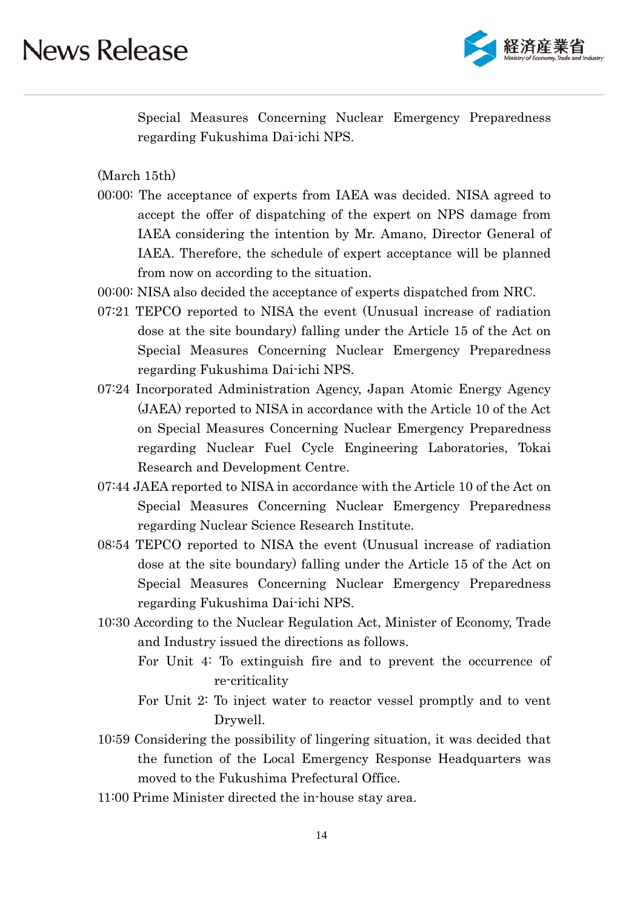Special Measures Concerning Nuclear Emergency Preparedness regarding Fukushima Dai-ichi NPS.

(March 15th)

- 00:00: The acceptance of experts from IAEA was decided. NISA agreed to accept the offer of dispatching of the expert on NPS damage from IAEA considering the intention by Mr. Amano, Director General of IAEA. Therefore, the schedule of expert acceptance will be planned from now on according to the situation.
- 00:00: NISA also decided the acceptance of experts dispatched from NRC.
- 07:21 TEPCO reported to NISA the event (Unusual increase of radiation dose at the site boundary) falling under the Article 15 of the Act on Special Measures Concerning Nuclear Emergency Preparedness regarding Fukushima Dai-ichi NPS.
- 07:24 Incorporated Administration Agency, Japan Atomic Energy Agency (JAEA) reported to NISA in accordance with the Article 10 of the Act on Special Measures Concerning Nuclear Emergency Preparedness regarding Nuclear Fuel Cycle Engineering Laboratories, Tokai Research and Development Centre.
- 07:44 JAEA reported to NISA in accordance with the Article 10 of the Act on Special Measures Concerning Nuclear Emergency Preparedness regarding Nuclear Science Research Institute.
- 08:54 TEPCO reported to NISA the event (Unusual increase of radiation dose at the site boundary) falling under the Article 15 of the Act on Special Measures Concerning Nuclear Emergency Preparedness regarding Fukushima Dai-ichi NPS.
- 10:30 According to the Nuclear Regulation Act, Minister of Economy, Trade and Industry issued the directions as follows.
  - For Unit 4: To extinguish fire and to prevent the occurrence of re-criticality
  - For Unit 2: To inject water to reactor vessel promptly and to vent Drywell.
- 10:59 Considering the possibility of lingering situation, it was decided that the function of the Local Emergency Response Headquarters was moved to the Fukushima Prefectural Office.
- 11:00 Prime Minister directed the in-house stay area.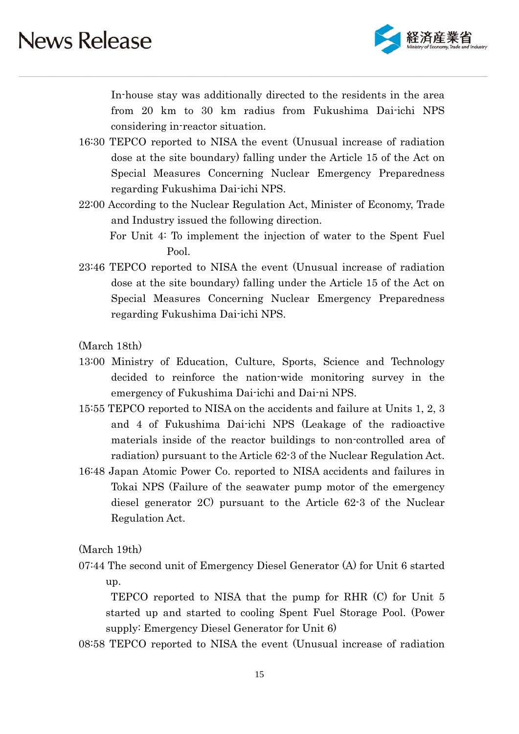In-house stay was additionally directed to the residents in the area from 20 km to 30 km radius from Fukushima Dai-ichi NPS considering in-reactor situation.

16:30 TEPCO reported to NISA the event (Unusual increase of radiation dose at the site boundary) falling under the Article 15 of the Act on Special Measures Concerning Nuclear Emergency Preparedness regarding Fukushima Dai-ichi NPS.

22:00 According to the Nuclear Regulation Act, Minister of Economy, Trade and Industry issued the following direction.

For Unit 4: To implement the injection of water to the Spent Fuel Pool.

23:46 TEPCO reported to NISA the event (Unusual increase of radiation dose at the site boundary) falling under the Article 15 of the Act on Special Measures Concerning Nuclear Emergency Preparedness regarding Fukushima Dai-ichi NPS.

(March 18th)

13:00 Ministry of Education, Culture, Sports, Science and Technology decided to reinforce the nation-wide monitoring survey in the emergency of Fukushima Dai-ichi and Dai-ni NPS.

15:55 TEPCO reported to NISA on the accidents and failure at Units 1, 2, 3 and 4 of Fukushima Dai-ichi NPS (Leakage of the radioactive materials inside of the reactor buildings to non-controlled area of radiation) pursuant to the Article 62-3 of the Nuclear Regulation Act.

16:48 Japan Atomic Power Co. reported to NISA accidents and failures in Tokai NPS (Failure of the seawater pump motor of the emergency diesel generator 2C) pursuant to the Article 62-3 of the Nuclear Regulation Act.

(March 19th)

07:44 The second unit of Emergency Diesel Generator (A) for Unit 6 started up.

TEPCO reported to NISA that the pump for RHR (C) for Unit 5 started up and started to cooling Spent Fuel Storage Pool. (Power supply: Emergency Diesel Generator for Unit 6)

08:58 TEPCO reported to NISA the event (Unusual increase of radiation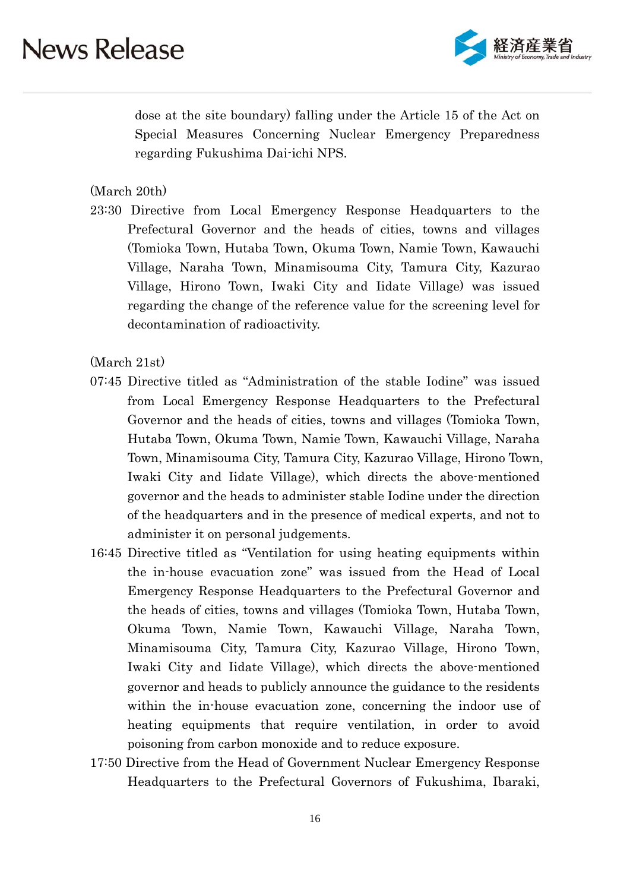dose at the site boundary) falling under the Article 15 of the Act on Special Measures Concerning Nuclear Emergency Preparedness regarding Fukushima Dai-ichi NPS.

(March 20th)

23:30 Directive from Local Emergency Response Headquarters to the Prefectural Governor and the heads of cities, towns and villages (Tomioka Town, Hutaba Town, Okuma Town, Namie Town, Kawauchi Village, Naraha Town, Minamisouma City, Tamura City, Kazurao Village, Hirono Town, Iwaki City and Iidate Village) was issued regarding the change of the reference value for the screening level for decontamination of radioactivity.

(March 21st)

07:45 Directive titled as "Administration of the stable Iodine" was issued from Local Emergency Response Headquarters to the Prefectural Governor and the heads of cities, towns and villages (Tomioka Town, Hutaba Town, Okuma Town, Namie Town, Kawauchi Village, Naraha Town, Minamisouma City, Tamura City, Kazurao Village, Hirono Town, Iwaki City and Iidate Village), which directs the above-mentioned governor and the heads to administer stable Iodine under the direction of the headquarters and in the presence of medical experts, and not to administer it on personal judgements.

16:45 Directive titled as "Ventilation for using heating equipments within the in-house evacuation zone" was issued from the Head of Local Emergency Response Headquarters to the Prefectural Governor and the heads of cities, towns and villages (Tomioka Town, Hutaba Town, Okuma Town, Namie Town, Kawauchi Village, Naraha Town, Minamisouma City, Tamura City, Kazurao Village, Hirono Town, Iwaki City and Iidate Village), which directs the above-mentioned governor and heads to publicly announce the guidance to the residents within the in-house evacuation zone, concerning the indoor use of heating equipments that require ventilation, in order to avoid poisoning from carbon monoxide and to reduce exposure.

17:50 Directive from the Head of Government Nuclear Emergency Response Headquarters to the Prefectural Governors of Fukushima, Ibaraki,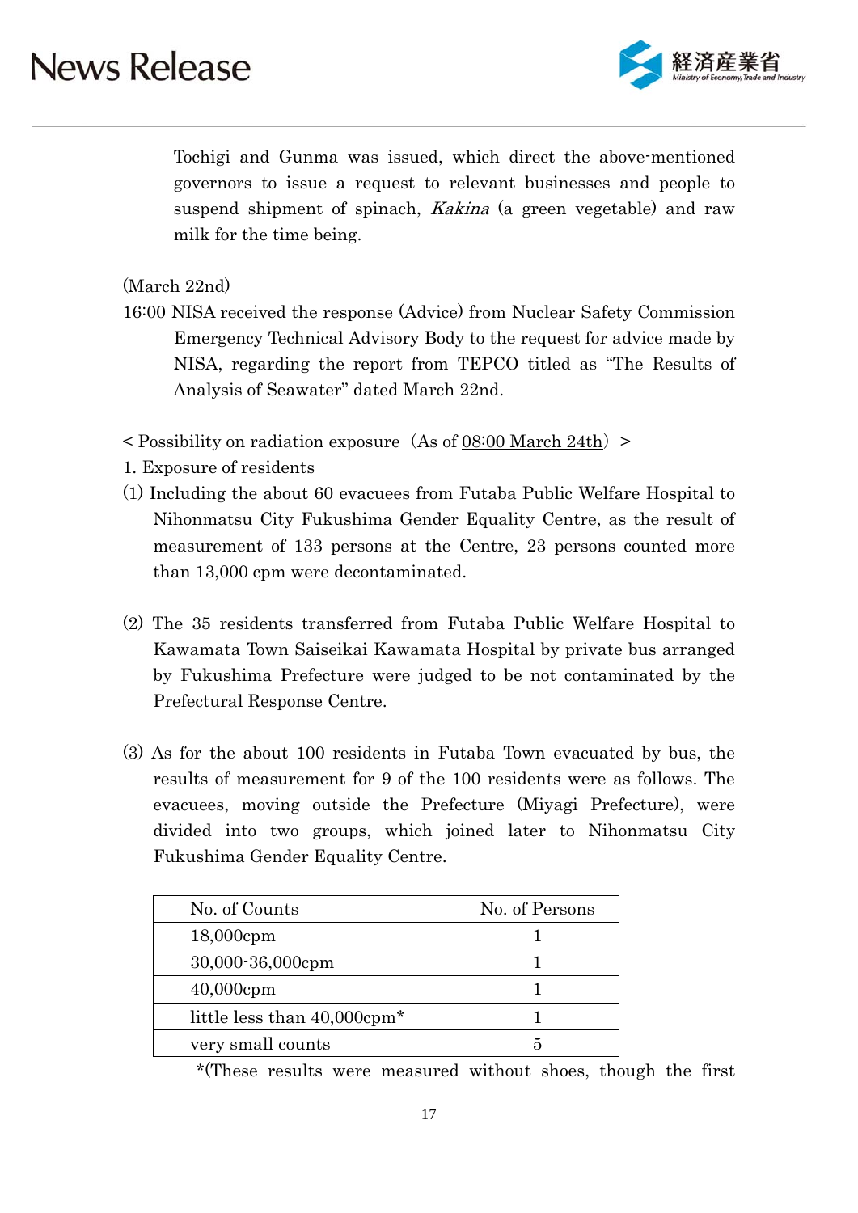Tochigi and Gunma was issued, which direct the above-mentioned governors to issue a request to relevant businesses and people to suspend shipment of spinach, *Kakina* (a green vegetable) and raw milk for the time being.

(March 22nd)

16:00 NISA received the response (Advice) from Nuclear Safety Commission Emergency Technical Advisory Body to the request for advice made by NISA, regarding the report from TEPCO titled as "The Results of Analysis of Seawater" dated March 22nd.

< Possibility on radiation exposure（As of 08:00 March 24th）>

1. Exposure of residents

(1) Including the about 60 evacuees from Futaba Public Welfare Hospital to Nihonmatsu City Fukushima Gender Equality Centre, as the result of measurement of 133 persons at the Centre, 23 persons counted more than 13,000 cpm were decontaminated.

(2) The 35 residents transferred from Futaba Public Welfare Hospital to Kawamata Town Saiseikai Kawamata Hospital by private bus arranged by Fukushima Prefecture were judged to be not contaminated by the Prefectural Response Centre.

(3) As for the about 100 residents in Futaba Town evacuated by bus, the results of measurement for 9 of the 100 residents were as follows. The evacuees, moving outside the Prefecture (Miyagi Prefecture), were divided into two groups, which joined later to Nihonmatsu City Fukushima Gender Equality Centre.

| No. of Counts | No. of Persons |
|---|---|
| 18,000cpm | 1 |
| 30,000-36,000cpm | 1 |
| 40,000cpm | 1 |
| little less than 40,000cpm* | 1 |
| very small counts | 5 |

*(These results were measured without shoes, though the first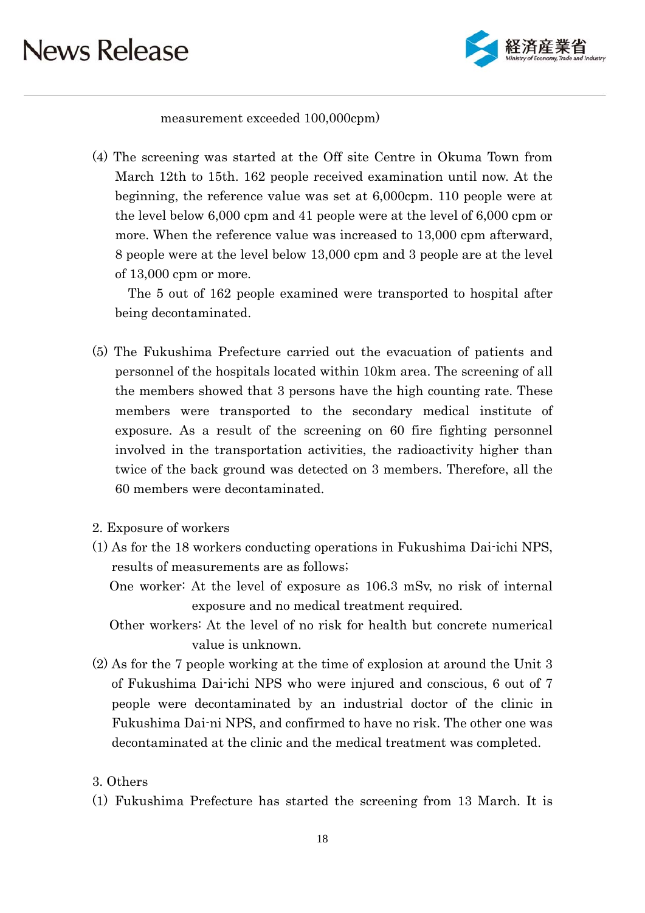measurement exceeded 100,000cpm)

(4) The screening was started at the Off site Centre in Okuma Town from March 12th to 15th. 162 people received examination until now. At the beginning, the reference value was set at 6,000cpm. 110 people were at the level below 6,000 cpm and 41 people were at the level of 6,000 cpm or more. When the reference value was increased to 13,000 cpm afterward, 8 people were at the level below 13,000 cpm and 3 people are at the level of 13,000 cpm or more.

The 5 out of 162 people examined were transported to hospital after being decontaminated.

(5) The Fukushima Prefecture carried out the evacuation of patients and personnel of the hospitals located within 10km area. The screening of all the members showed that 3 persons have the high counting rate. These members were transported to the secondary medical institute of exposure. As a result of the screening on 60 fire fighting personnel involved in the transportation activities, the radioactivity higher than twice of the back ground was detected on 3 members. Therefore, all the 60 members were decontaminated.

2. Exposure of workers

(1) As for the 18 workers conducting operations in Fukushima Dai-ichi NPS, results of measurements are as follows;

One worker: At the level of exposure as 106.3 mSv, no risk of internal exposure and no medical treatment required.

Other workers: At the level of no risk for health but concrete numerical value is unknown.

(2) As for the 7 people working at the time of explosion at around the Unit 3 of Fukushima Dai-ichi NPS who were injured and conscious, 6 out of 7 people were decontaminated by an industrial doctor of the clinic in Fukushima Dai-ni NPS, and confirmed to have no risk. The other one was decontaminated at the clinic and the medical treatment was completed.

3. Others

(1) Fukushima Prefecture has started the screening from 13 March. It is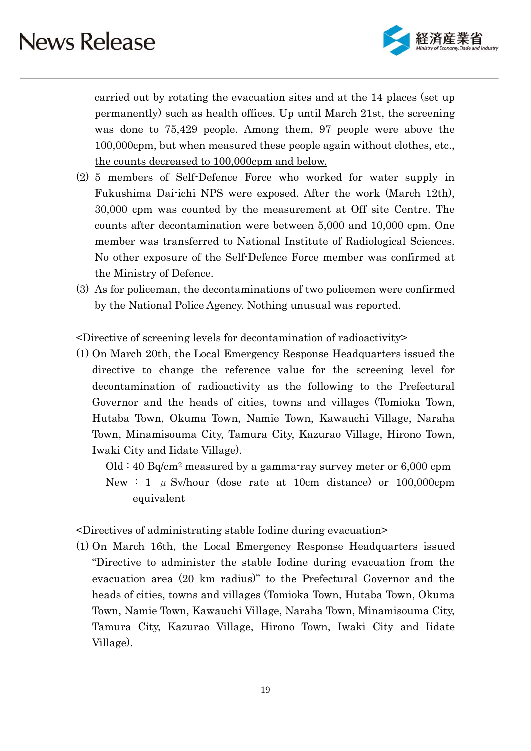carried out by rotating the evacuation sites and at the <u>14 places</u> (set up permanently) such as health offices. <u>Up until March 21st, the screening was done to 75,429 people. Among them, 97 people were above the 100,000cpm, but when measured these people again without clothes, etc., the counts decreased to 100,000cpm and below.</u>

(2) 5 members of Self-Defence Force who worked for water supply in Fukushima Dai-ichi NPS were exposed. After the work (March 12th), 30,000 cpm was counted by the measurement at Off site Centre. The counts after decontamination were between 5,000 and 10,000 cpm. One member was transferred to National Institute of Radiological Sciences. No other exposure of the Self-Defence Force member was confirmed at the Ministry of Defence.

(3) As for policeman, the decontaminations of two policemen were confirmed by the National Police Agency. Nothing unusual was reported.

<Directive of screening levels for decontamination of radioactivity>

(1) On March 20th, the Local Emergency Response Headquarters issued the directive to change the reference value for the screening level for decontamination of radioactivity as the following to the Prefectural Governor and the heads of cities, towns and villages (Tomioka Town, Hutaba Town, Okuma Town, Namie Town, Kawauchi Village, Naraha Town, Minamisouma City, Tamura City, Kazurao Village, Hirono Town, Iwaki City and Iidate Village).

Old : 40 Bq/cm$^2$ measured by a gamma-ray survey meter or 6,000 cpm
New : 1 $\mu$ Sv/hour (dose rate at 10cm distance) or 100,000cpm equivalent

<Directives of administrating stable Iodine during evacuation>

(1) On March 16th, the Local Emergency Response Headquarters issued "Directive to administer the stable Iodine during evacuation from the evacuation area (20 km radius)" to the Prefectural Governor and the heads of cities, towns and villages (Tomioka Town, Hutaba Town, Okuma Town, Namie Town, Kawauchi Village, Naraha Town, Minamisouma City, Tamura City, Kazurao Village, Hirono Town, Iwaki City and Iidate Village).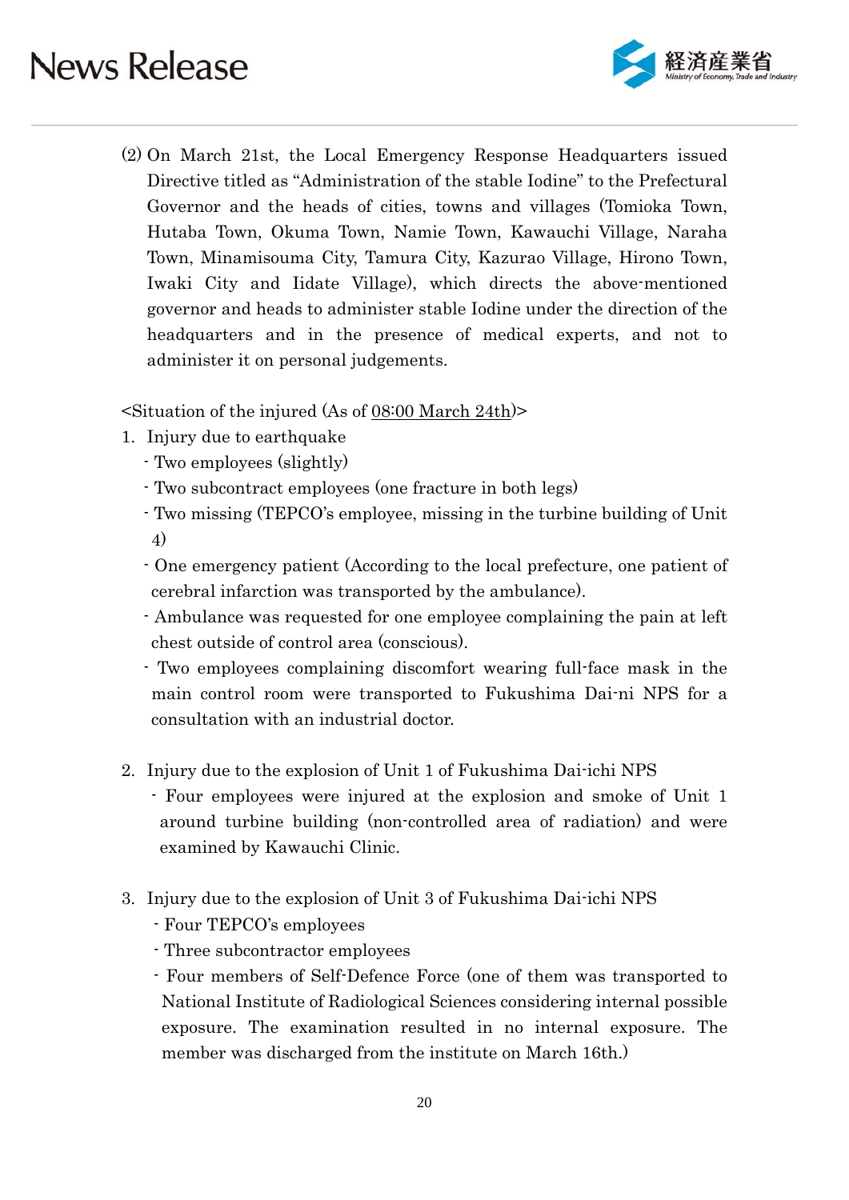(2) On March 21st, the Local Emergency Response Headquarters issued Directive titled as "Administration of the stable Iodine" to the Prefectural Governor and the heads of cities, towns and villages (Tomioka Town, Hutaba Town, Okuma Town, Namie Town, Kawauchi Village, Naraha Town, Minamisouma City, Tamura City, Kazurao Village, Hirono Town, Iwaki City and Iidate Village), which directs the above-mentioned governor and heads to administer stable Iodine under the direction of the headquarters and in the presence of medical experts, and not to administer it on personal judgements.

<Situation of the injured (As of <u>08:00 March 24th</u>)>

1. Injury due to earthquake
   - Two employees (slightly)
   - Two subcontract employees (one fracture in both legs)
   - Two missing (TEPCO's employee, missing in the turbine building of Unit 4)
   - One emergency patient (According to the local prefecture, one patient of cerebral infarction was transported by the ambulance).
   - Ambulance was requested for one employee complaining the pain at left chest outside of control area (conscious).
   - Two employees complaining discomfort wearing full-face mask in the main control room were transported to Fukushima Dai-ni NPS for a consultation with an industrial doctor.

2. Injury due to the explosion of Unit 1 of Fukushima Dai-ichi NPS
   - Four employees were injured at the explosion and smoke of Unit 1 around turbine building (non-controlled area of radiation) and were examined by Kawauchi Clinic.

3. Injury due to the explosion of Unit 3 of Fukushima Dai-ichi NPS
   - Four TEPCO's employees
   - Three subcontractor employees
   - Four members of Self-Defence Force (one of them was transported to National Institute of Radiological Sciences considering internal possible exposure. The examination resulted in no internal exposure. The member was discharged from the institute on March 16th.)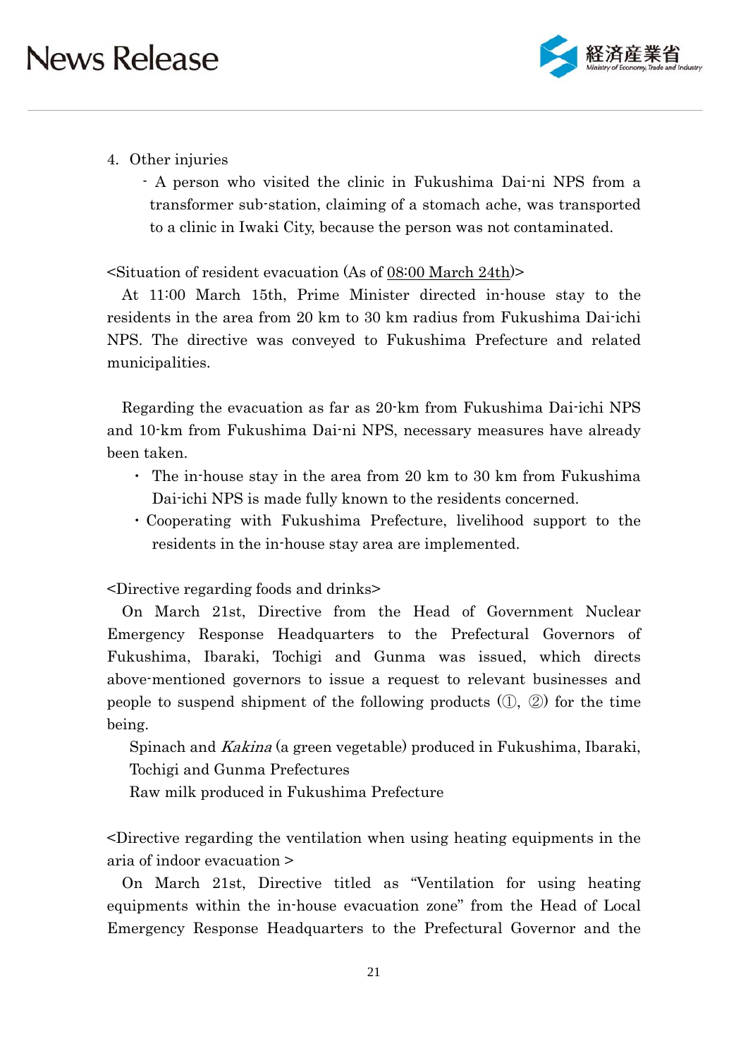4. Other injuries
   - A person who visited the clinic in Fukushima Dai-ni NPS from a transformer sub-station, claiming of a stomach ache, was transported to a clinic in Iwaki City, because the person was not contaminated.

<Situation of resident evacuation (As of <u>08:00 March 24th</u>)>

At 11:00 March 15th, Prime Minister directed in-house stay to the residents in the area from 20 km to 30 km radius from Fukushima Dai-ichi NPS. The directive was conveyed to Fukushima Prefecture and related municipalities.

Regarding the evacuation as far as 20-km from Fukushima Dai-ichi NPS and 10-km from Fukushima Dai-ni NPS, necessary measures have already been taken.

- The in-house stay in the area from 20 km to 30 km from Fukushima Dai-ichi NPS is made fully known to the residents concerned.
- Cooperating with Fukushima Prefecture, livelihood support to the residents in the in-house stay area are implemented.

<Directive regarding foods and drinks>

On March 21st, Directive from the Head of Government Nuclear Emergency Response Headquarters to the Prefectural Governors of Fukushima, Ibaraki, Tochigi and Gunma was issued, which directs above-mentioned governors to issue a request to relevant businesses and people to suspend shipment of the following products (①, ②) for the time being.

Spinach and *Kakina* (a green vegetable) produced in Fukushima, Ibaraki, Tochigi and Gunma Prefectures
Raw milk produced in Fukushima Prefecture

<Directive regarding the ventilation when using heating equipments in the aria of indoor evacuation >

On March 21st, Directive titled as "Ventilation for using heating equipments within the in-house evacuation zone" from the Head of Local Emergency Response Headquarters to the Prefectural Governor and the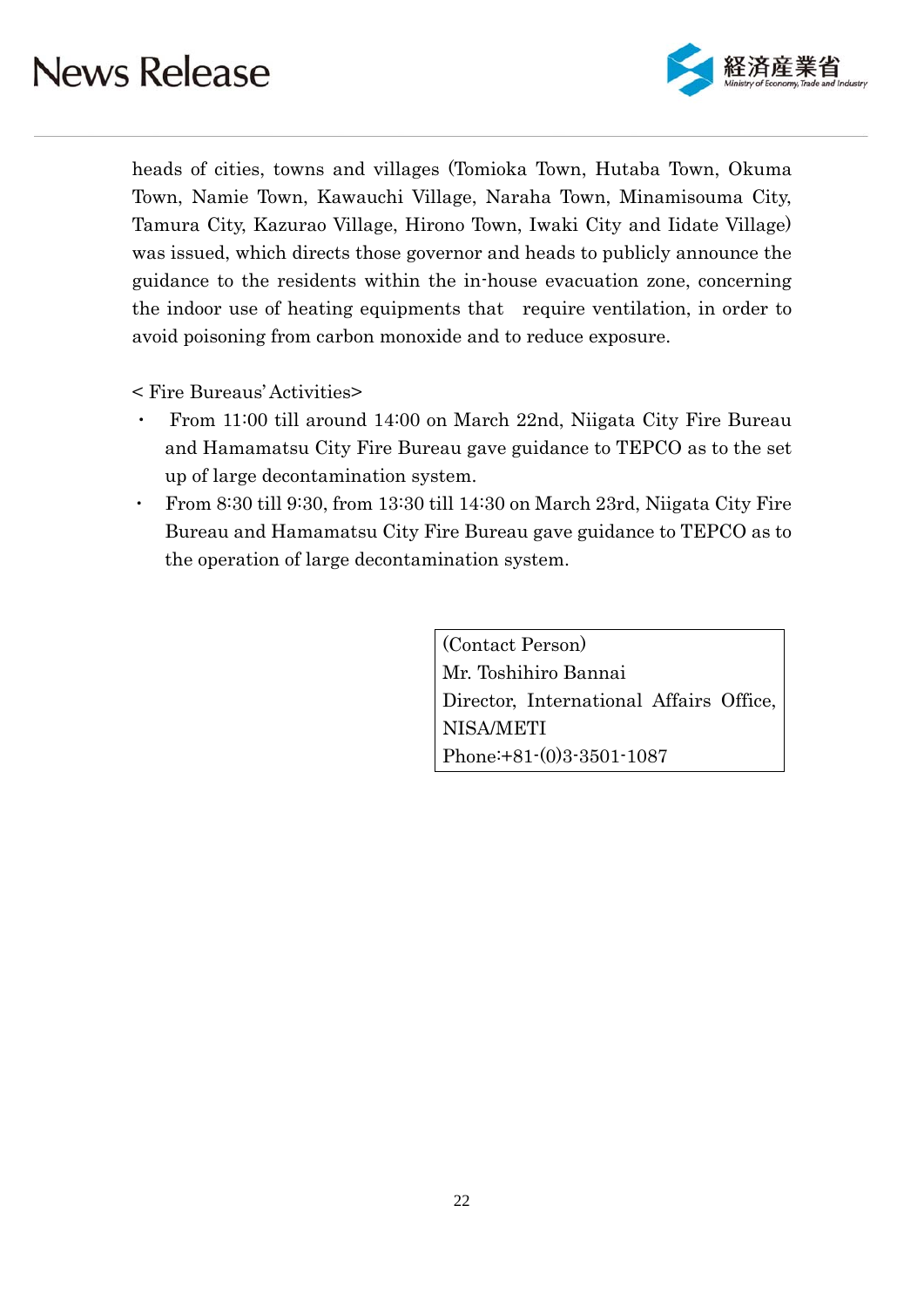heads of cities, towns and villages (Tomioka Town, Hutaba Town, Okuma Town, Namie Town, Kawauchi Village, Naraha Town, Minamisouma City, Tamura City, Kazurao Village, Hirono Town, Iwaki City and Iidate Village) was issued, which directs those governor and heads to publicly announce the guidance to the residents within the in-house evacuation zone, concerning the indoor use of heating equipments that require ventilation, in order to avoid poisoning from carbon monoxide and to reduce exposure.

< Fire Bureaus' Activities>

- From 11:00 till around 14:00 on March 22nd, Niigata City Fire Bureau and Hamamatsu City Fire Bureau gave guidance to TEPCO as to the set up of large decontamination system.
- From 8:30 till 9:30, from 13:30 till 14:30 on March 23rd, Niigata City Fire Bureau and Hamamatsu City Fire Bureau gave guidance to TEPCO as to the operation of large decontamination system.

(Contact Person)
Mr. Toshihiro Bannai
Director, International Affairs Office, NISA/METI
Phone:+81-(0)3-3501-1087